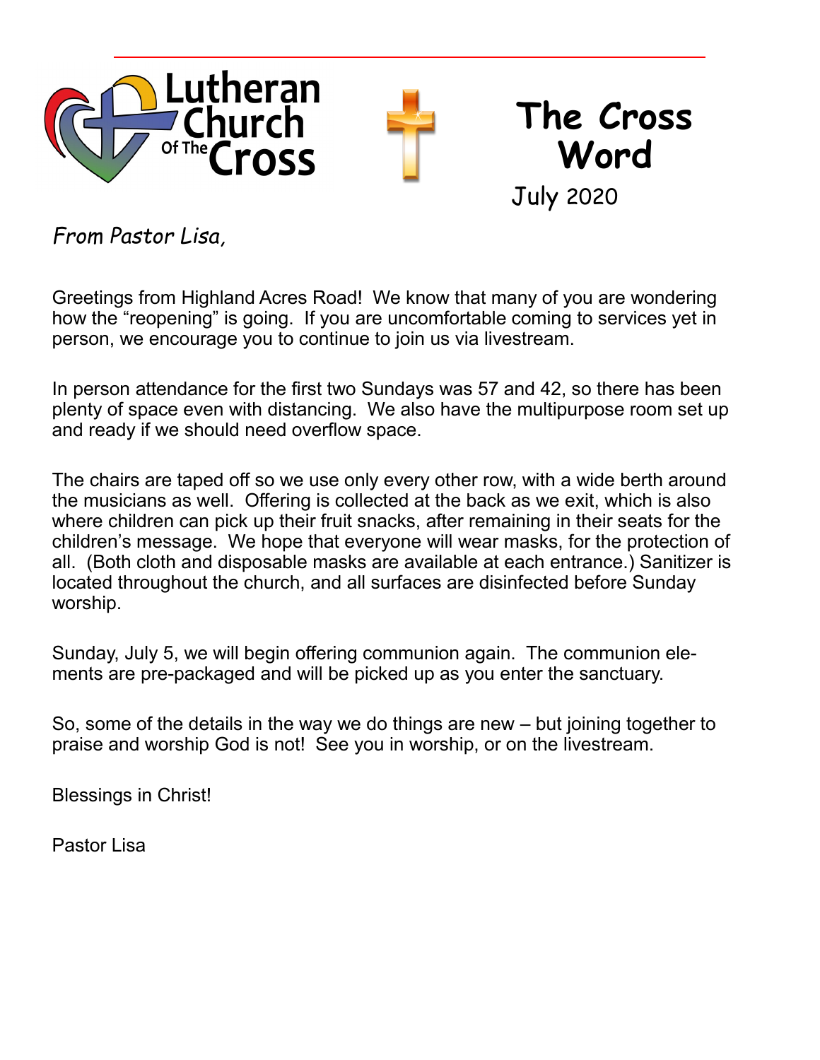# Lutheran Church Of The Cross

# The Cross Word

July 2020

*From Pastor Lisa,*

Greetings from Highland Acres Road! We know that many of you are wondering how the "reopening" is going. If you are uncomfortable coming to services yet in person, we encourage you to continue to join us via livestream.

In person attendance for the first two Sundays was 57 and 42, so there has been plenty of space even with distancing. We also have the multipurpose room set up and ready if we should need overflow space.

The chairs are taped off so we use only every other row, with a wide berth around the musicians as well. Offering is collected at the back as we exit, which is also where children can pick up their fruit snacks, after remaining in their seats for the children's message. We hope that everyone will wear masks, for the protection of all. (Both cloth and disposable masks are available at each entrance.) Sanitizer is located throughout the church, and all surfaces are disinfected before Sunday worship.

Sunday, July 5, we will begin offering communion again. The communion elements are pre-packaged and will be picked up as you enter the sanctuary.

So, some of the details in the way we do things are new – but joining together to praise and worship God is not! See you in worship, or on the livestream.

Blessings in Christ!

Pastor Lisa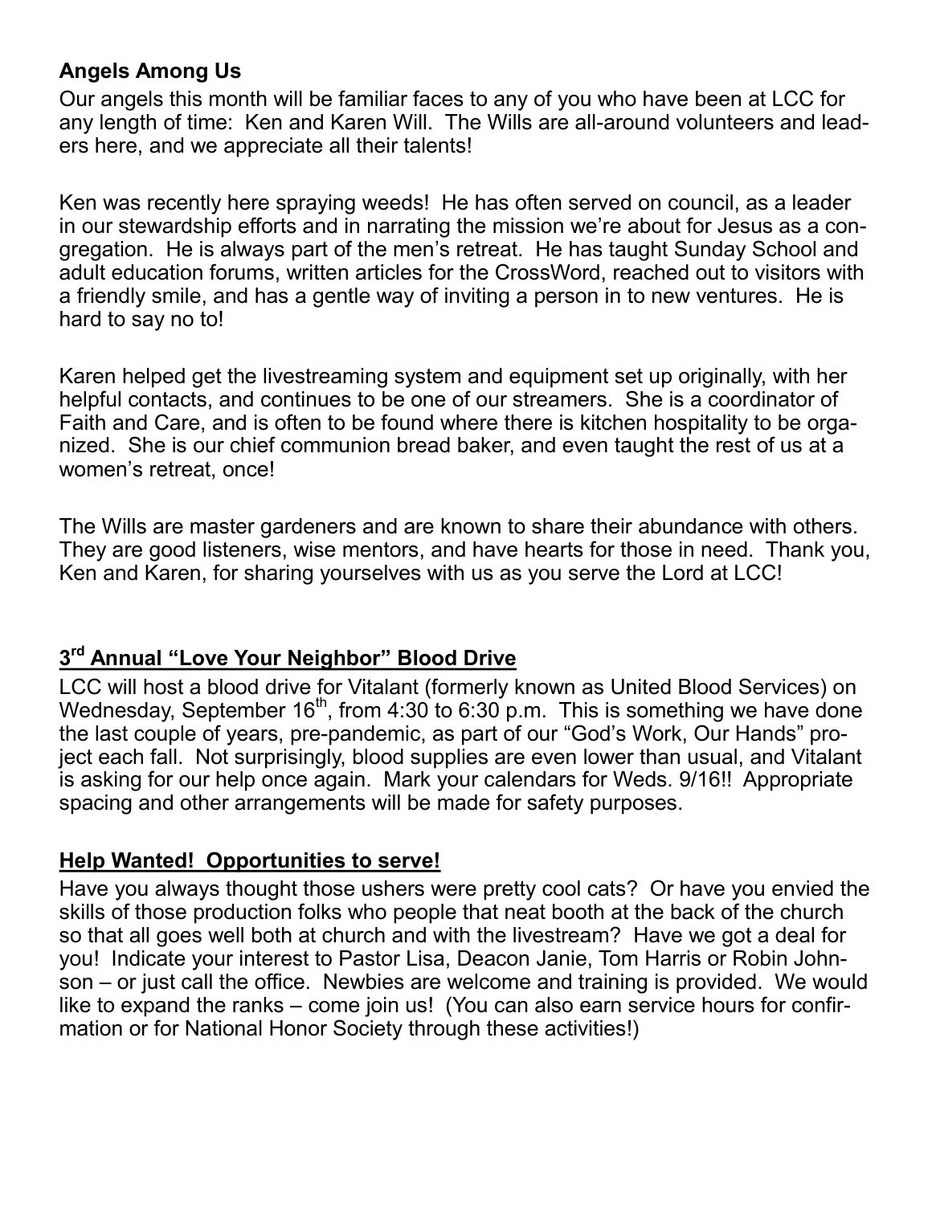**Angels Among Us**

Our angels this month will be familiar faces to any of you who have been at LCC for any length of time: Ken and Karen Will. The Wills are all-around volunteers and leaders here, and we appreciate all their talents!

Ken was recently here spraying weeds! He has often served on council, as a leader in our stewardship efforts and in narrating the mission we're about for Jesus as a congregation. He is always part of the men's retreat. He has taught Sunday School and adult education forums, written articles for the CrossWord, reached out to visitors with a friendly smile, and has a gentle way of inviting a person in to new ventures. He is hard to say no to!

Karen helped get the livestreaming system and equipment set up originally, with her helpful contacts, and continues to be one of our streamers. She is a coordinator of Faith and Care, and is often to be found where there is kitchen hospitality to be organized. She is our chief communion bread baker, and even taught the rest of us at a women's retreat, once!

The Wills are master gardeners and are known to share their abundance with others. They are good listeners, wise mentors, and have hearts for those in need. Thank you, Ken and Karen, for sharing yourselves with us as you serve the Lord at LCC!

**3rd Annual "Love Your Neighbor" Blood Drive**

LCC will host a blood drive for Vitalant (formerly known as United Blood Services) on Wednesday, September 16th, from 4:30 to 6:30 p.m. This is something we have done the last couple of years, pre-pandemic, as part of our "God's Work, Our Hands" project each fall. Not surprisingly, blood supplies are even lower than usual, and Vitalant is asking for our help once again. Mark your calendars for Weds. 9/16!! Appropriate spacing and other arrangements will be made for safety purposes.

**Help Wanted! Opportunities to serve!**

Have you always thought those ushers were pretty cool cats? Or have you envied the skills of those production folks who people that neat booth at the back of the church so that all goes well both at church and with the livestream? Have we got a deal for you! Indicate your interest to Pastor Lisa, Deacon Janie, Tom Harris or Robin Johnson – or just call the office. Newbies are welcome and training is provided. We would like to expand the ranks – come join us! (You can also earn service hours for confirmation or for National Honor Society through these activities!)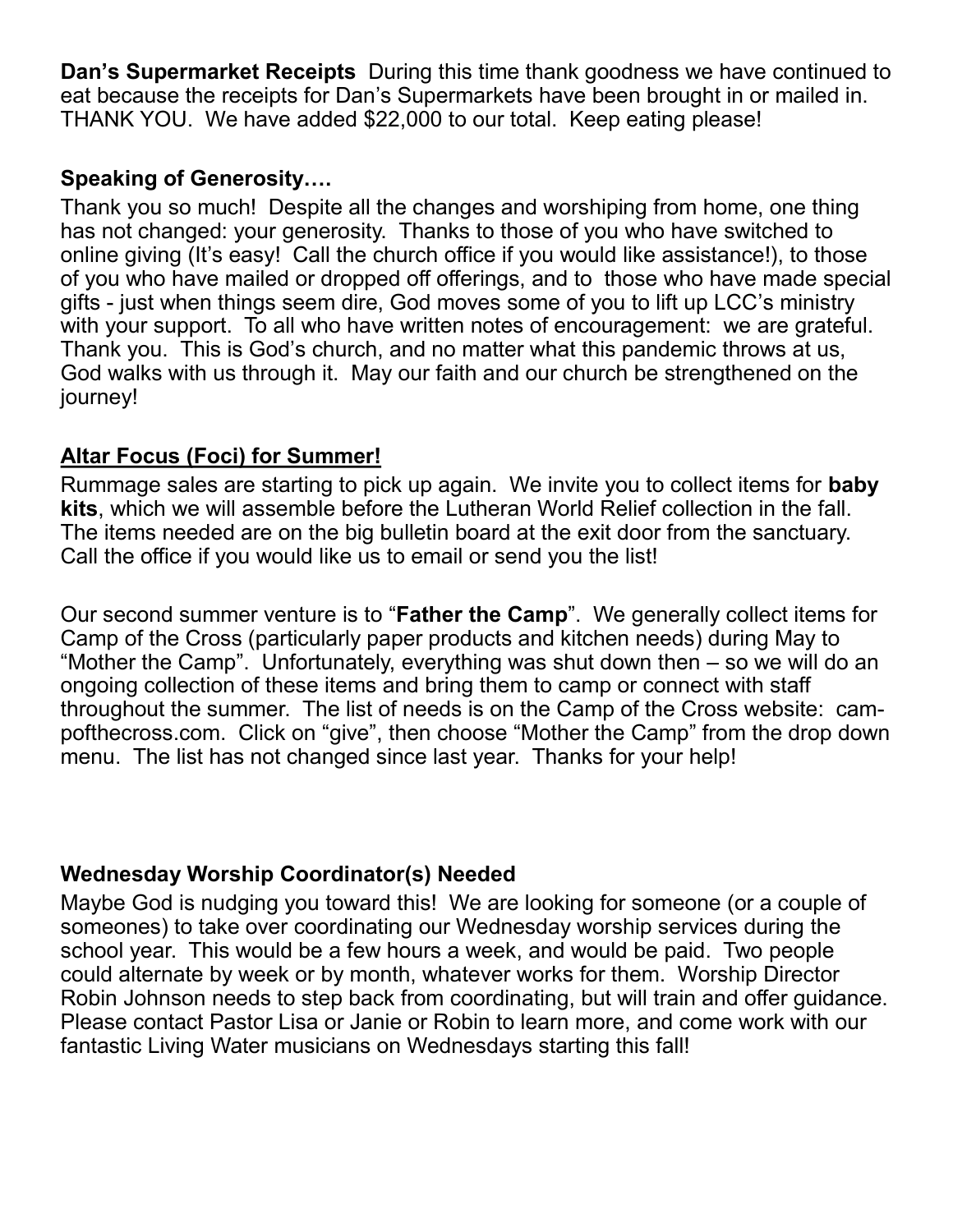**Dan's Supermarket Receipts** During this time thank goodness we have continued to eat because the receipts for Dan's Supermarkets have been brought in or mailed in. THANK YOU. We have added $22,000 to our total. Keep eating please!

**Speaking of Generosity….**

Thank you so much! Despite all the changes and worshiping from home, one thing has not changed: your generosity. Thanks to those of you who have switched to online giving (It's easy! Call the church office if you would like assistance!), to those of you who have mailed or dropped off offerings, and to those who have made special gifts - just when things seem dire, God moves some of you to lift up LCC's ministry with your support. To all who have written notes of encouragement: we are grateful. Thank you. This is God's church, and no matter what this pandemic throws at us, God walks with us through it. May our faith and our church be strengthened on the journey!

**<u>Altar Focus (Foci) for Summer!</u>**

Rummage sales are starting to pick up again. We invite you to collect items for **baby kits**, which we will assemble before the Lutheran World Relief collection in the fall. The items needed are on the big bulletin board at the exit door from the sanctuary. Call the office if you would like us to email or send you the list!

Our second summer venture is to "**Father the Camp**". We generally collect items for Camp of the Cross (particularly paper products and kitchen needs) during May to "Mother the Camp". Unfortunately, everything was shut down then – so we will do an ongoing collection of these items and bring them to camp or connect with staff throughout the summer. The list of needs is on the Camp of the Cross website: campofthecross.com. Click on "give", then choose "Mother the Camp" from the drop down menu. The list has not changed since last year. Thanks for your help!

**Wednesday Worship Coordinator(s) Needed**

Maybe God is nudging you toward this! We are looking for someone (or a couple of someones) to take over coordinating our Wednesday worship services during the school year. This would be a few hours a week, and would be paid. Two people could alternate by week or by month, whatever works for them. Worship Director Robin Johnson needs to step back from coordinating, but will train and offer guidance. Please contact Pastor Lisa or Janie or Robin to learn more, and come work with our fantastic Living Water musicians on Wednesdays starting this fall!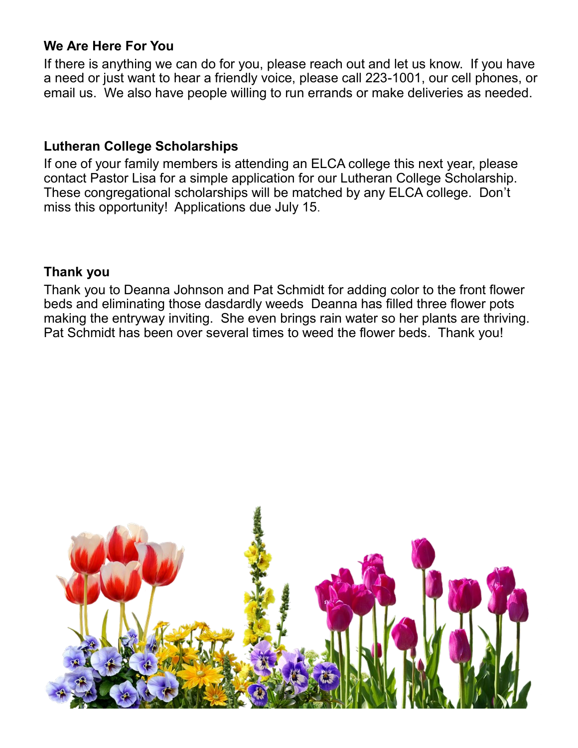### We Are Here For You

If there is anything we can do for you, please reach out and let us know. If you have a need or just want to hear a friendly voice, please call 223-1001, our cell phones, or email us. We also have people willing to run errands or make deliveries as needed.

### Lutheran College Scholarships

If one of your family members is attending an ELCA college this next year, please contact Pastor Lisa for a simple application for our Lutheran College Scholarship. These congregational scholarships will be matched by any ELCA college. Don't miss this opportunity! Applications due July 15.

### Thank you

Thank you to Deanna Johnson and Pat Schmidt for adding color to the front flower beds and eliminating those dasdardly weeds Deanna has filled three flower pots making the entryway inviting. She even brings rain water so her plants are thriving. Pat Schmidt has been over several times to weed the flower beds. Thank you!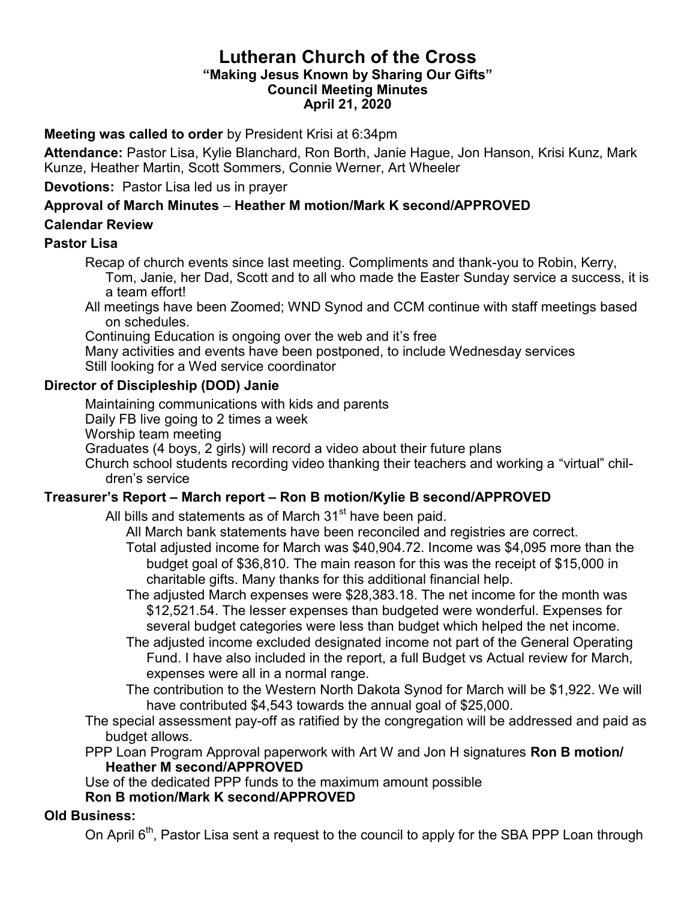# Lutheran Church of the Cross

**"Making Jesus Known by Sharing Our Gifts"**
**Council Meeting Minutes**
**April 21, 2020**

**Meeting was called to order** by President Krisi at 6:34pm

**Attendance:** Pastor Lisa, Kylie Blanchard, Ron Borth, Janie Hague, Jon Hanson, Krisi Kunz, Mark Kunze, Heather Martin, Scott Sommers, Connie Werner, Art Wheeler

**Devotions:** Pastor Lisa led us in prayer

**Approval of March Minutes** – **Heather M motion/Mark K second/APPROVED**

**Calendar Review**

**Pastor Lisa**

- Recap of church events since last meeting. Compliments and thank-you to Robin, Kerry, Tom, Janie, her Dad, Scott and to all who made the Easter Sunday service a success, it is a team effort!
- All meetings have been Zoomed; WND Synod and CCM continue with staff meetings based on schedules.
- Continuing Education is ongoing over the web and it's free
- Many activities and events have been postponed, to include Wednesday services
- Still looking for a Wed service coordinator

**Director of Discipleship (DOD) Janie**

- Maintaining communications with kids and parents
- Daily FB live going to 2 times a week
- Worship team meeting
- Graduates (4 boys, 2 girls) will record a video about their future plans
- Church school students recording video thanking their teachers and working a "virtual" children's service

**Treasurer's Report – March report – Ron B motion/Kylie B second/APPROVED**

All bills and statements as of March 31st have been paid.

- All March bank statements have been reconciled and registries are correct.
- Total adjusted income for March was $40,904.72. Income was $4,095 more than the budget goal of $36,810. The main reason for this was the receipt of $15,000 in charitable gifts. Many thanks for this additional financial help.
- The adjusted March expenses were $28,383.18. The net income for the month was $12,521.54. The lesser expenses than budgeted were wonderful. Expenses for several budget categories were less than budget which helped the net income.
- The adjusted income excluded designated income not part of the General Operating Fund. I have also included in the report, a full Budget vs Actual review for March, expenses were all in a normal range.
- The contribution to the Western North Dakota Synod for March will be $1,922. We will have contributed $4,543 towards the annual goal of $25,000.

The special assessment pay-off as ratified by the congregation will be addressed and paid as budget allows.

PPP Loan Program Approval paperwork with Art W and Jon H signatures **Ron B motion/Heather M second/APPROVED**

Use of the dedicated PPP funds to the maximum amount possible
**Ron B motion/Mark K second/APPROVED**

**Old Business:**

On April 6th, Pastor Lisa sent a request to the council to apply for the SBA PPP Loan through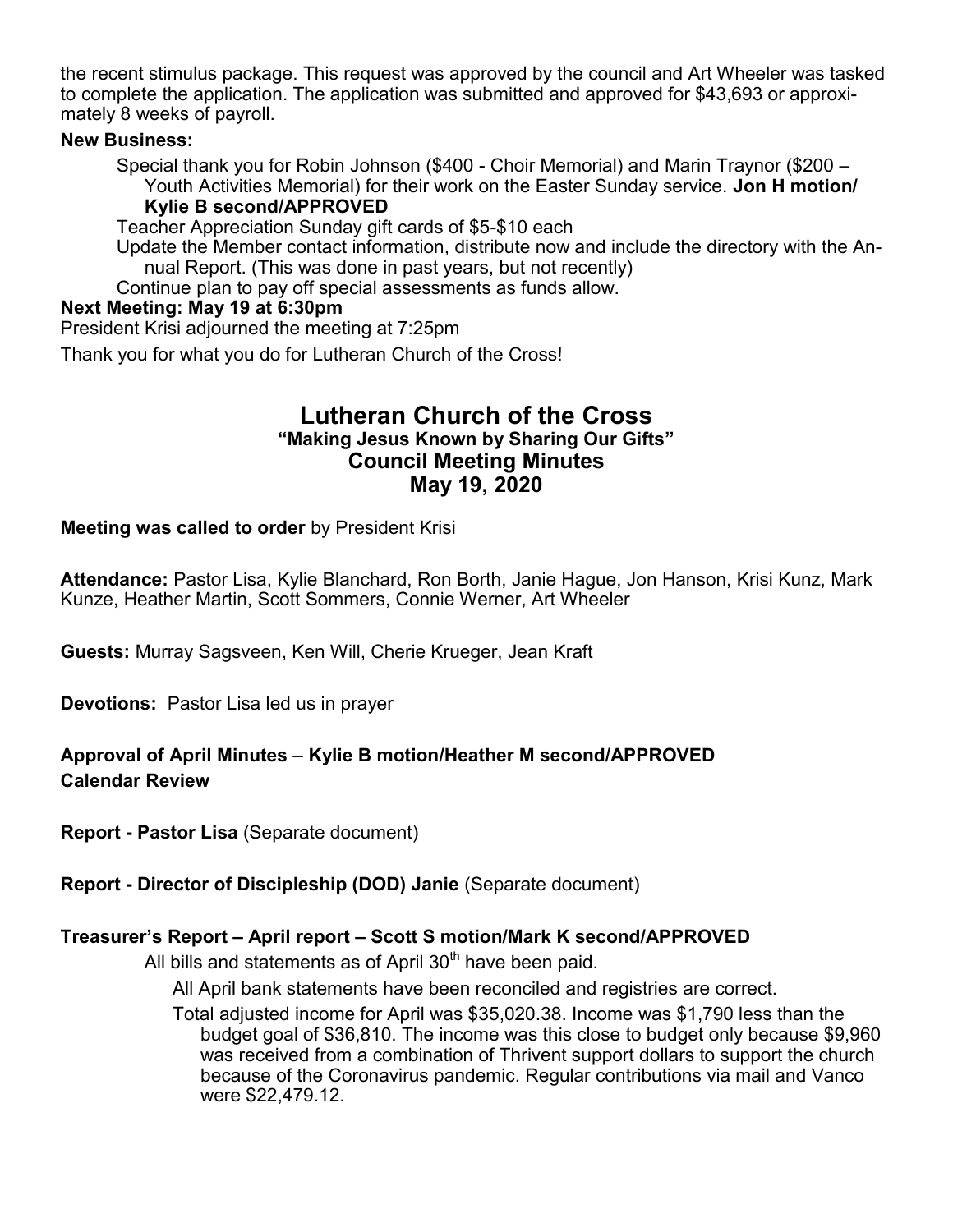the recent stimulus package. This request was approved by the council and Art Wheeler was tasked to complete the application. The application was submitted and approved for $43,693 or approximately 8 weeks of payroll.

**New Business:**

- Special thank you for Robin Johnson ($400 - Choir Memorial) and Marin Traynor ($200 – Youth Activities Memorial) for their work on the Easter Sunday service. **Jon H motion/ Kylie B second/APPROVED**
- Teacher Appreciation Sunday gift cards of $5-$10 each
- Update the Member contact information, distribute now and include the directory with the Annual Report. (This was done in past years, but not recently)
- Continue plan to pay off special assessments as funds allow.

**Next Meeting: May 19 at 6:30pm**

President Krisi adjourned the meeting at 7:25pm

Thank you for what you do for Lutheran Church of the Cross!

# Lutheran Church of the Cross

### "Making Jesus Known by Sharing Our Gifts"

## Council Meeting Minutes

## May 19, 2020

**Meeting was called to order** by President Krisi

**Attendance:** Pastor Lisa, Kylie Blanchard, Ron Borth, Janie Hague, Jon Hanson, Krisi Kunz, Mark Kunze, Heather Martin, Scott Sommers, Connie Werner, Art Wheeler

**Guests:** Murray Sagsveen, Ken Will, Cherie Krueger, Jean Kraft

**Devotions:** Pastor Lisa led us in prayer

**Approval of April Minutes** – **Kylie B motion/Heather M second/APPROVED**

**Calendar Review**

**Report - Pastor Lisa** (Separate document)

**Report - Director of Discipleship (DOD) Janie** (Separate document)

**Treasurer's Report – April report – Scott S motion/Mark K second/APPROVED**

All bills and statements as of April 30th have been paid.

- All April bank statements have been reconciled and registries are correct.
- Total adjusted income for April was $35,020.38. Income was $1,790 less than the budget goal of $36,810. The income was this close to budget only because $9,960 was received from a combination of Thrivent support dollars to support the church because of the Coronavirus pandemic. Regular contributions via mail and Vanco were $22,479.12.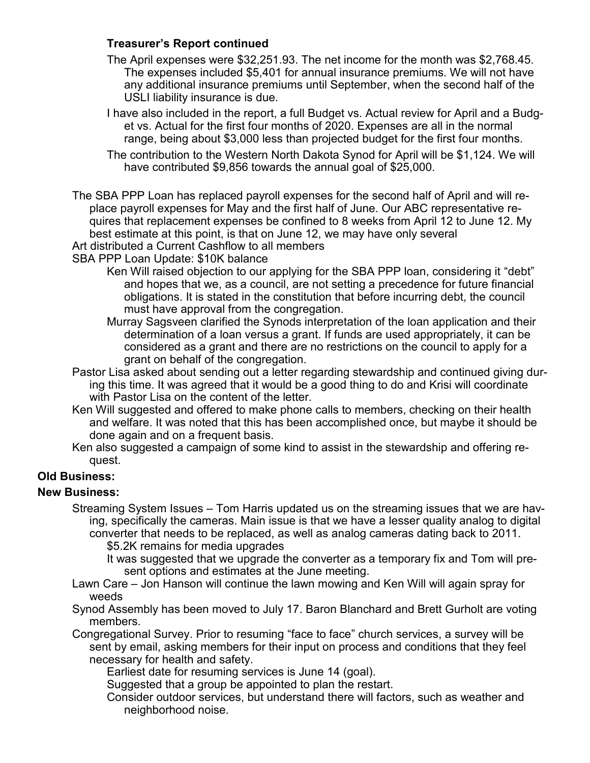**Treasurer's Report continued**

The April expenses were $32,251.93. The net income for the month was $2,768.45. The expenses included $5,401 for annual insurance premiums. We will not have any additional insurance premiums until September, when the second half of the USLI liability insurance is due.

I have also included in the report, a full Budget vs. Actual review for April and a Budget vs. Actual for the first four months of 2020. Expenses are all in the normal range, being about $3,000 less than projected budget for the first four months.

The contribution to the Western North Dakota Synod for April will be $1,124. We will have contributed $9,856 towards the annual goal of $25,000.

The SBA PPP Loan has replaced payroll expenses for the second half of April and will replace payroll expenses for May and the first half of June. Our ABC representative requires that replacement expenses be confined to 8 weeks from April 12 to June 12. My best estimate at this point, is that on June 12, we may have only several

Art distributed a Current Cashflow to all members

SBA PPP Loan Update: $10K balance

- Ken Will raised objection to our applying for the SBA PPP loan, considering it "debt" and hopes that we, as a council, are not setting a precedence for future financial obligations. It is stated in the constitution that before incurring debt, the council must have approval from the congregation.
- Murray Sagsveen clarified the Synods interpretation of the loan application and their determination of a loan versus a grant. If funds are used appropriately, it can be considered as a grant and there are no restrictions on the council to apply for a grant on behalf of the congregation.

Pastor Lisa asked about sending out a letter regarding stewardship and continued giving during this time. It was agreed that it would be a good thing to do and Krisi will coordinate with Pastor Lisa on the content of the letter.

Ken Will suggested and offered to make phone calls to members, checking on their health and welfare. It was noted that this has been accomplished once, but maybe it should be done again and on a frequent basis.

Ken also suggested a campaign of some kind to assist in the stewardship and offering request.

**Old Business:**

**New Business:**

Streaming System Issues – Tom Harris updated us on the streaming issues that we are having, specifically the cameras. Main issue is that we have a lesser quality analog to digital converter that needs to be replaced, as well as analog cameras dating back to 2011.

- $5.2K remains for media upgrades
- It was suggested that we upgrade the converter as a temporary fix and Tom will present options and estimates at the June meeting.

Lawn Care – Jon Hanson will continue the lawn mowing and Ken Will will again spray for weeds

Synod Assembly has been moved to July 17. Baron Blanchard and Brett Gurholt are voting members.

Congregational Survey. Prior to resuming "face to face" church services, a survey will be sent by email, asking members for their input on process and conditions that they feel necessary for health and safety.

- Earliest date for resuming services is June 14 (goal).
- Suggested that a group be appointed to plan the restart.
- Consider outdoor services, but understand there will factors, such as weather and neighborhood noise.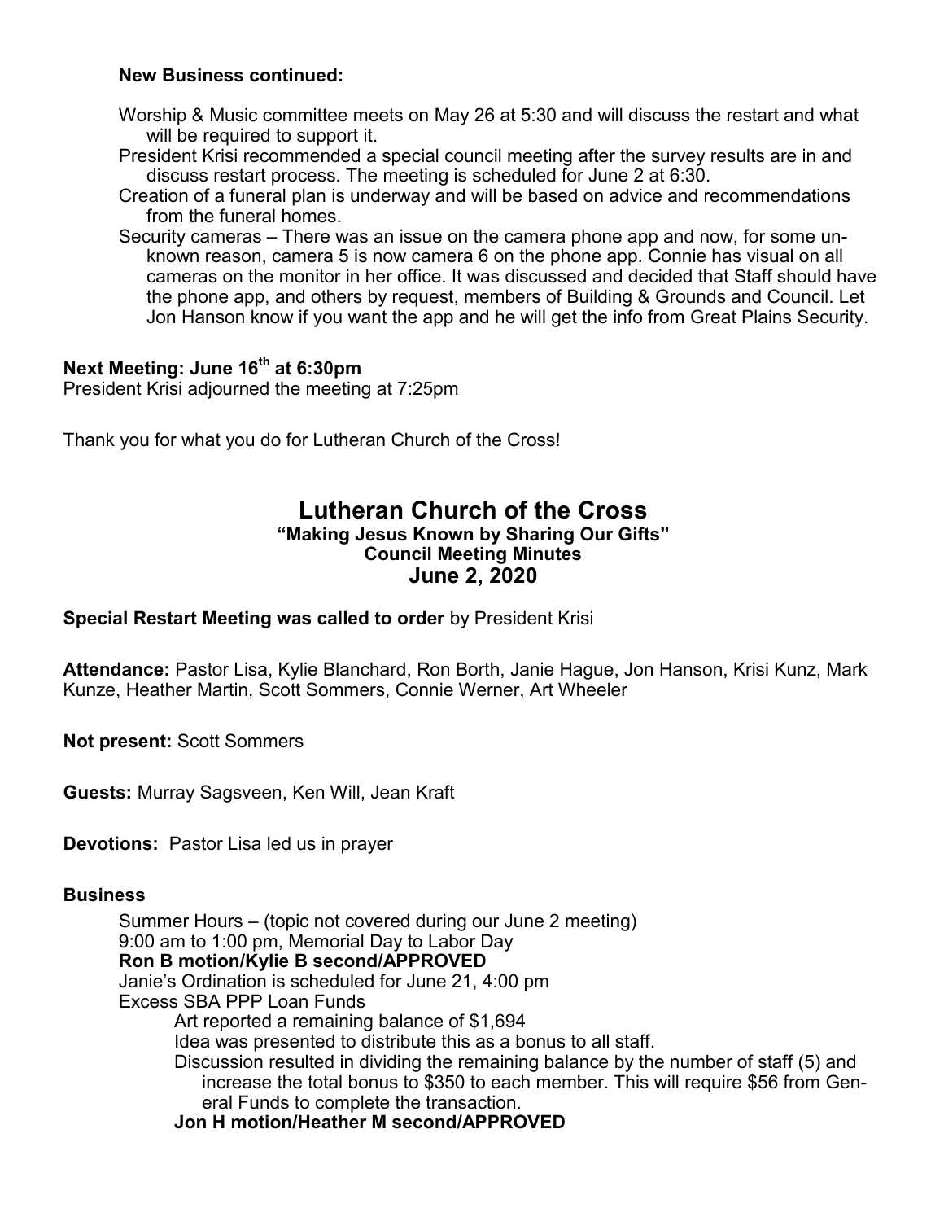**New Business continued:**

Worship & Music committee meets on May 26 at 5:30 and will discuss the restart and what will be required to support it.

President Krisi recommended a special council meeting after the survey results are in and discuss restart process. The meeting is scheduled for June 2 at 6:30.

Creation of a funeral plan is underway and will be based on advice and recommendations from the funeral homes.

Security cameras – There was an issue on the camera phone app and now, for some unknown reason, camera 5 is now camera 6 on the phone app. Connie has visual on all cameras on the monitor in her office. It was discussed and decided that Staff should have the phone app, and others by request, members of Building & Grounds and Council. Let Jon Hanson know if you want the app and he will get the info from Great Plains Security.

**Next Meeting: June 16th at 6:30pm**
President Krisi adjourned the meeting at 7:25pm

Thank you for what you do for Lutheran Church of the Cross!

# Lutheran Church of the Cross

**"Making Jesus Known by Sharing Our Gifts"**
**Council Meeting Minutes**
**June 2, 2020**

**Special Restart Meeting was called to order** by President Krisi

**Attendance:** Pastor Lisa, Kylie Blanchard, Ron Borth, Janie Hague, Jon Hanson, Krisi Kunz, Mark Kunze, Heather Martin, Scott Sommers, Connie Werner, Art Wheeler

**Not present:** Scott Sommers

**Guests:** Murray Sagsveen, Ken Will, Jean Kraft

**Devotions:** Pastor Lisa led us in prayer

**Business**

Summer Hours – (topic not covered during our June 2 meeting)
9:00 am to 1:00 pm, Memorial Day to Labor Day
**Ron B motion/Kylie B second/APPROVED**
Janie's Ordination is scheduled for June 21, 4:00 pm
Excess SBA PPP Loan Funds

- Art reported a remaining balance of $1,694
- Idea was presented to distribute this as a bonus to all staff.
- Discussion resulted in dividing the remaining balance by the number of staff (5) and increase the total bonus to $350 to each member. This will require $56 from General Funds to complete the transaction.

**Jon H motion/Heather M second/APPROVED**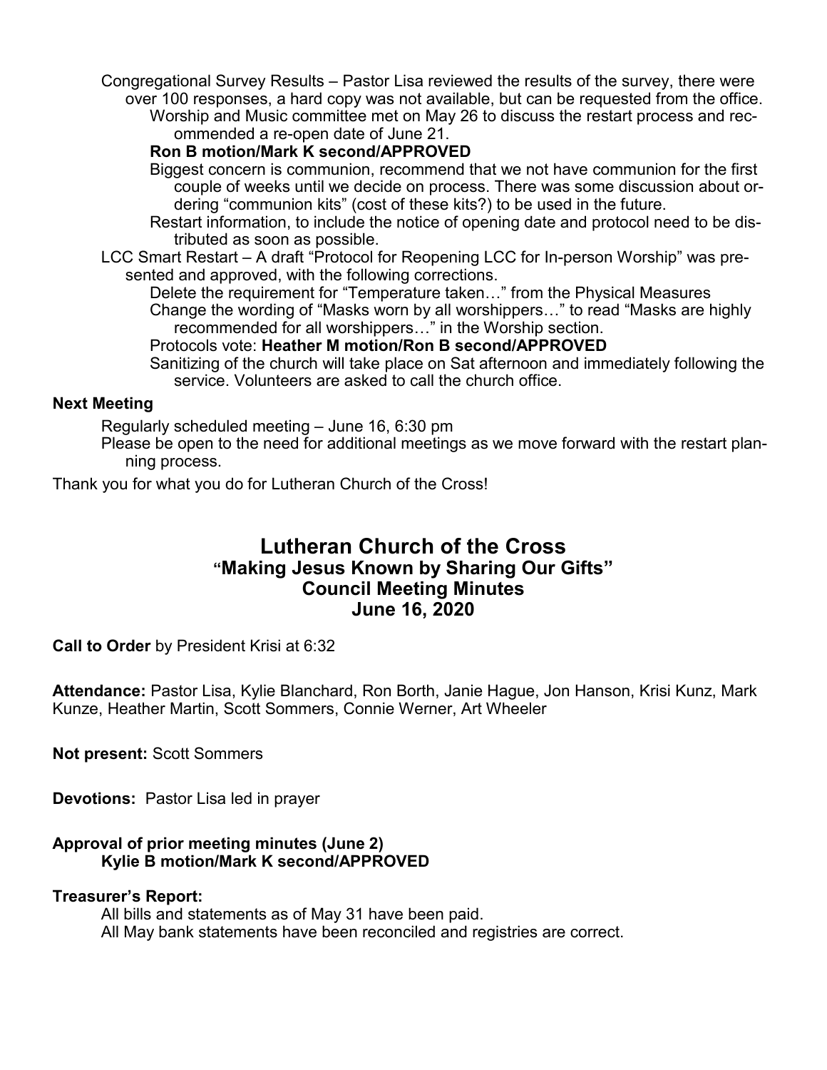Congregational Survey Results – Pastor Lisa reviewed the results of the survey, there were over 100 responses, a hard copy was not available, but can be requested from the office.

Worship and Music committee met on May 26 to discuss the restart process and recommended a re-open date of June 21.

**Ron B motion/Mark K second/APPROVED**

Biggest concern is communion, recommend that we not have communion for the first couple of weeks until we decide on process. There was some discussion about ordering "communion kits" (cost of these kits?) to be used in the future.

Restart information, to include the notice of opening date and protocol need to be distributed as soon as possible.

LCC Smart Restart – A draft "Protocol for Reopening LCC for In-person Worship" was presented and approved, with the following corrections.

Delete the requirement for "Temperature taken…" from the Physical Measures

Change the wording of "Masks worn by all worshippers…" to read "Masks are highly recommended for all worshippers…" in the Worship section.

Protocols vote: **Heather M motion/Ron B second/APPROVED**

Sanitizing of the church will take place on Sat afternoon and immediately following the service. Volunteers are asked to call the church office.

**Next Meeting**

Regularly scheduled meeting – June 16, 6:30 pm

Please be open to the need for additional meetings as we move forward with the restart planning process.

Thank you for what you do for Lutheran Church of the Cross!

# Lutheran Church of the Cross
## "Making Jesus Known by Sharing Our Gifts"
## Council Meeting Minutes
## June 16, 2020

**Call to Order** by President Krisi at 6:32

**Attendance:** Pastor Lisa, Kylie Blanchard, Ron Borth, Janie Hague, Jon Hanson, Krisi Kunz, Mark Kunze, Heather Martin, Scott Sommers, Connie Werner, Art Wheeler

**Not present:** Scott Sommers

**Devotions:** Pastor Lisa led in prayer

**Approval of prior meeting minutes (June 2)**
**Kylie B motion/Mark K second/APPROVED**

**Treasurer's Report:**

All bills and statements as of May 31 have been paid.

All May bank statements have been reconciled and registries are correct.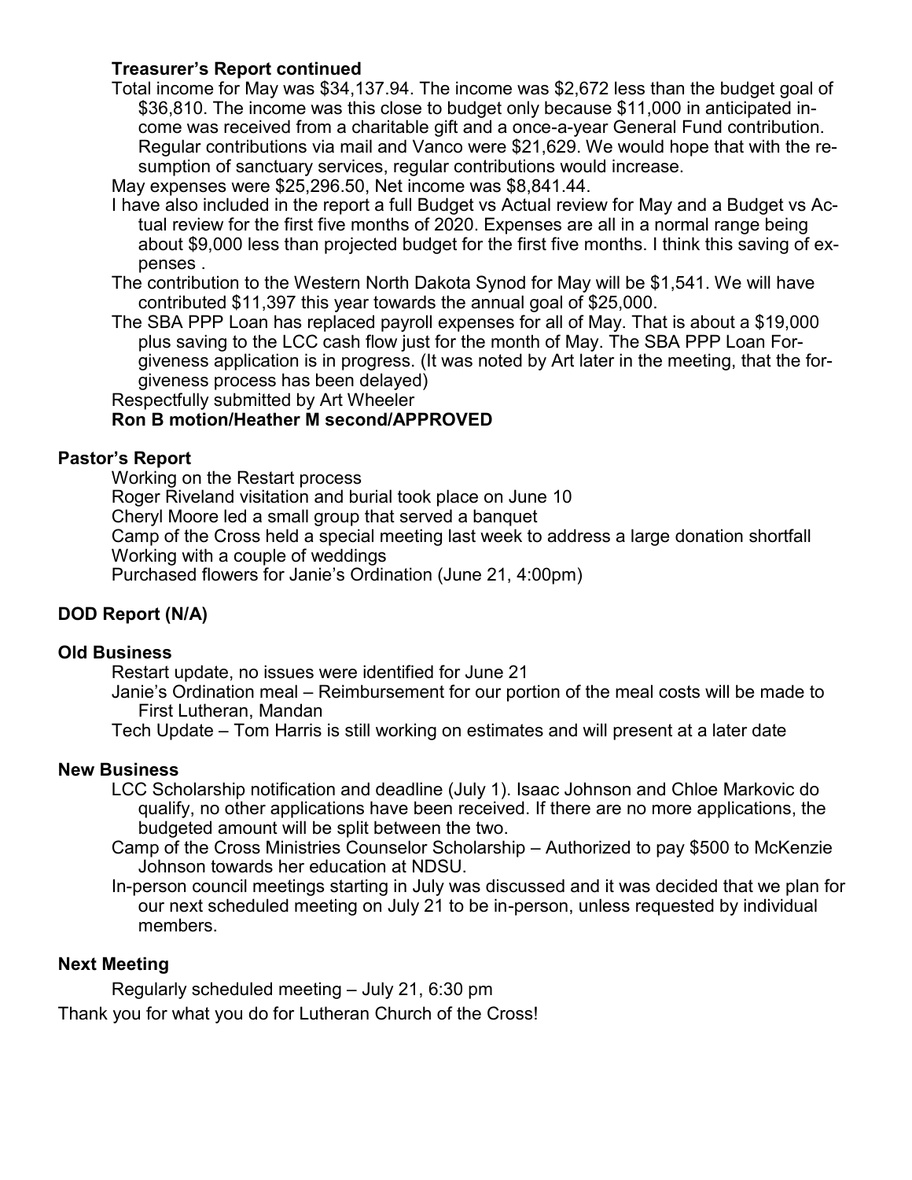**Treasurer's Report continued**

Total income for May was $34,137.94. The income was $2,672 less than the budget goal of $36,810. The income was this close to budget only because $11,000 in anticipated income was received from a charitable gift and a once-a-year General Fund contribution. Regular contributions via mail and Vanco were $21,629. We would hope that with the resumption of sanctuary services, regular contributions would increase.

May expenses were $25,296.50, Net income was $8,841.44.

I have also included in the report a full Budget vs Actual review for May and a Budget vs Actual review for the first five months of 2020. Expenses are all in a normal range being about $9,000 less than projected budget for the first five months. I think this saving of expenses .

The contribution to the Western North Dakota Synod for May will be $1,541. We will have contributed $11,397 this year towards the annual goal of $25,000.

The SBA PPP Loan has replaced payroll expenses for all of May. That is about a $19,000 plus saving to the LCC cash flow just for the month of May. The SBA PPP Loan Forgiveness application is in progress. (It was noted by Art later in the meeting, that the forgiveness process has been delayed)

Respectfully submitted by Art Wheeler

**Ron B motion/Heather M second/APPROVED**

**Pastor's Report**

Working on the Restart process

Roger Riveland visitation and burial took place on June 10

Cheryl Moore led a small group that served a banquet

Camp of the Cross held a special meeting last week to address a large donation shortfall

Working with a couple of weddings

Purchased flowers for Janie's Ordination (June 21, 4:00pm)

**DOD Report (N/A)**

**Old Business**

Restart update, no issues were identified for June 21

Janie's Ordination meal – Reimbursement for our portion of the meal costs will be made to First Lutheran, Mandan

Tech Update – Tom Harris is still working on estimates and will present at a later date

**New Business**

LCC Scholarship notification and deadline (July 1). Isaac Johnson and Chloe Markovic do qualify, no other applications have been received. If there are no more applications, the budgeted amount will be split between the two.

Camp of the Cross Ministries Counselor Scholarship – Authorized to pay $500 to McKenzie Johnson towards her education at NDSU.

In-person council meetings starting in July was discussed and it was decided that we plan for our next scheduled meeting on July 21 to be in-person, unless requested by individual members.

**Next Meeting**

Regularly scheduled meeting – July 21, 6:30 pm

Thank you for what you do for Lutheran Church of the Cross!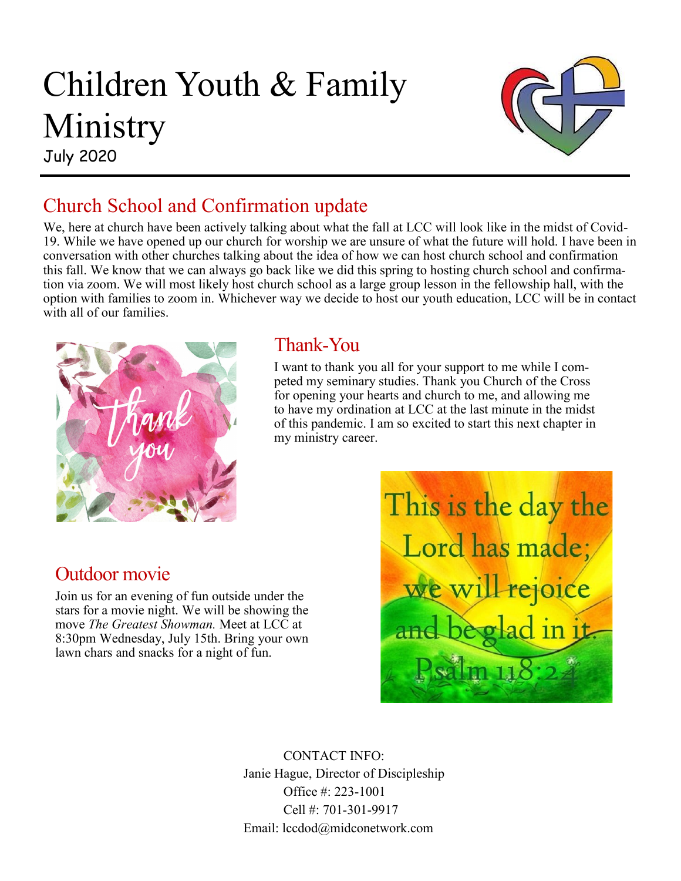// Children Youth & Family Ministry

July 2020

## Church School and Confirmation update

We, here at church have been actively talking about what the fall at LCC will look like in the midst of Covid-19. While we have opened up our church for worship we are unsure of what the future will hold. I have been in conversation with other churches talking about the idea of how we can host church school and confirmation this fall. We know that we can always go back like we did this spring to hosting church school and confirmation via zoom. We will most likely host church school as a large group lesson in the fellowship hall, with the option with families to zoom in. Whichever way we decide to host our youth education, LCC will be in contact with all of our families.

## Thank-You

I want to thank you all for your support to me while I competed my seminary studies. Thank you Church of the Cross for opening your hearts and church to me, and allowing me to have my ordination at LCC at the last minute in the midst of this pandemic. I am so excited to start this next chapter in my ministry career.

## Outdoor movie

Join us for an evening of fun outside under the stars for a movie night. We will be showing the move *The Greatest Showman.* Meet at LCC at 8:30pm Wednesday, July 15th. Bring your own lawn chars and snacks for a night of fun.

This is the day the Lord has made; we will rejoice and be glad in it. Psalm 118:24

CONTACT INFO:
Janie Hague, Director of Discipleship
Office #: 223-1001
Cell #: 701-301-9917
Email: lccdod@midconetwork.com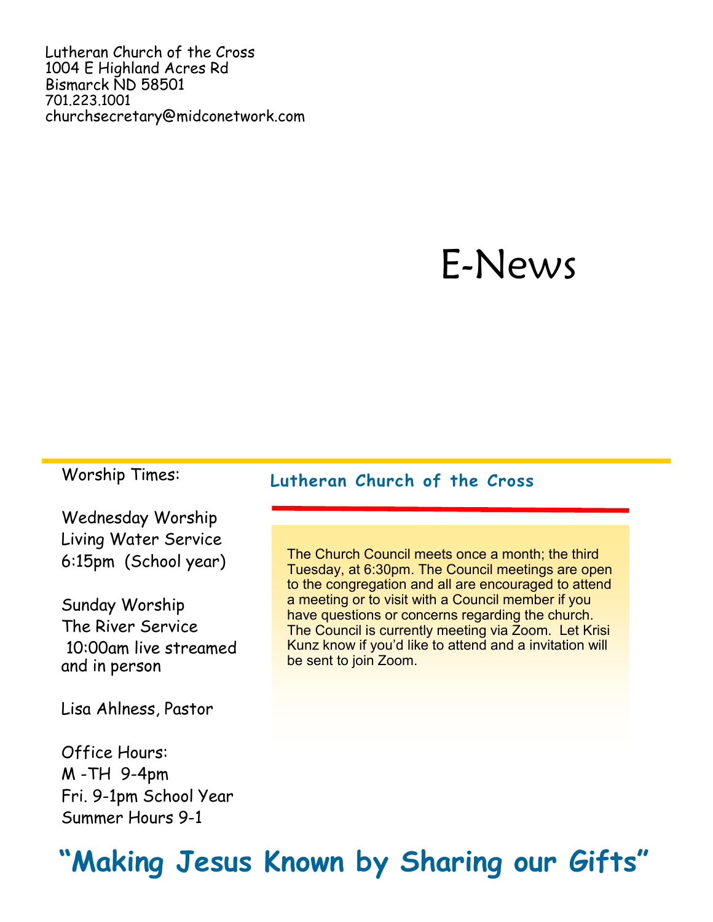Lutheran Church of the Cross
1004 E Highland Acres Rd
Bismarck ND 58501
701.223.1001
churchsecretary@midconetwork.com

# E-News

Worship Times:

Wednesday Worship
Living Water Service
6:15pm (School year)

Sunday Worship
The River Service
10:00am live streamed and in person

Lisa Ahlness, Pastor

Office Hours:
M -TH 9-4pm
Fri. 9-1pm School Year
Summer Hours 9-1

## Lutheran Church of the Cross

The Church Council meets once a month; the third Tuesday, at 6:30pm. The Council meetings are open to the congregation and all are encouraged to attend a meeting or to visit with a Council member if you have questions or concerns regarding the church. The Council is currently meeting via Zoom. Let Krisi Kunz know if you'd like to attend and a invitation will be sent to join Zoom.

**"Making Jesus Known by Sharing our Gifts"**